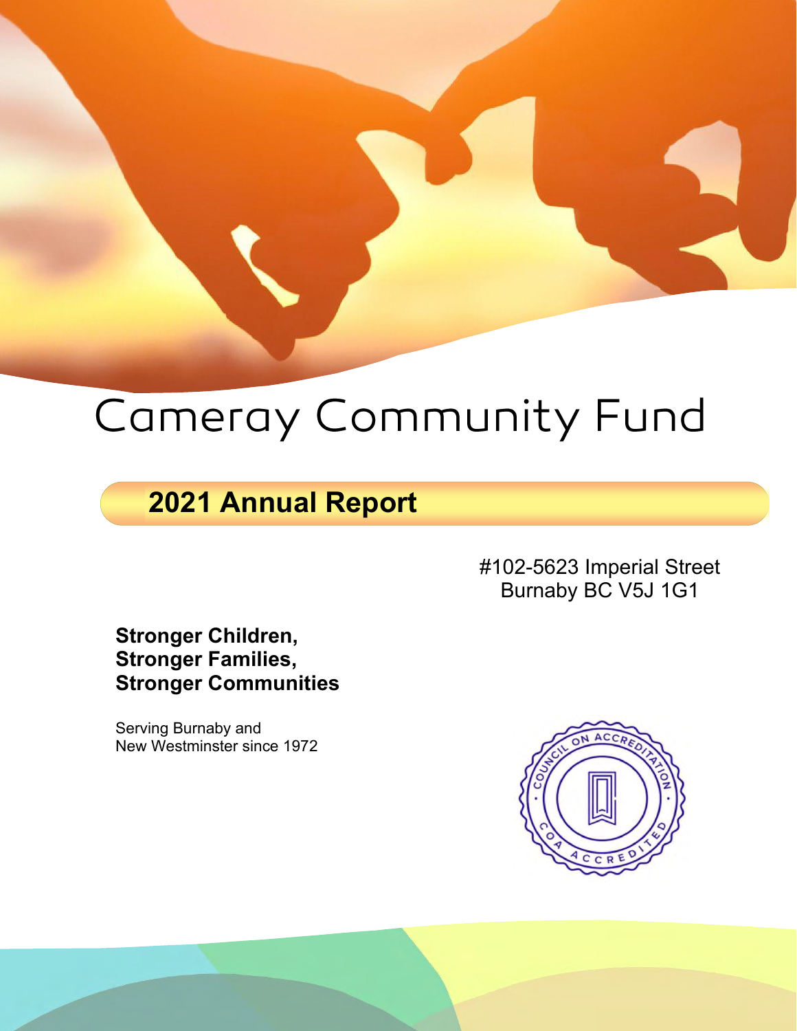# Cameray Community Fund

## 2021 Annual Report

#102-5623 Imperial Street
Burnaby BC V5J 1G1

**Stronger Children,**
**Stronger Families,**
**Stronger Communities**

Serving Burnaby and
New Westminster since 1972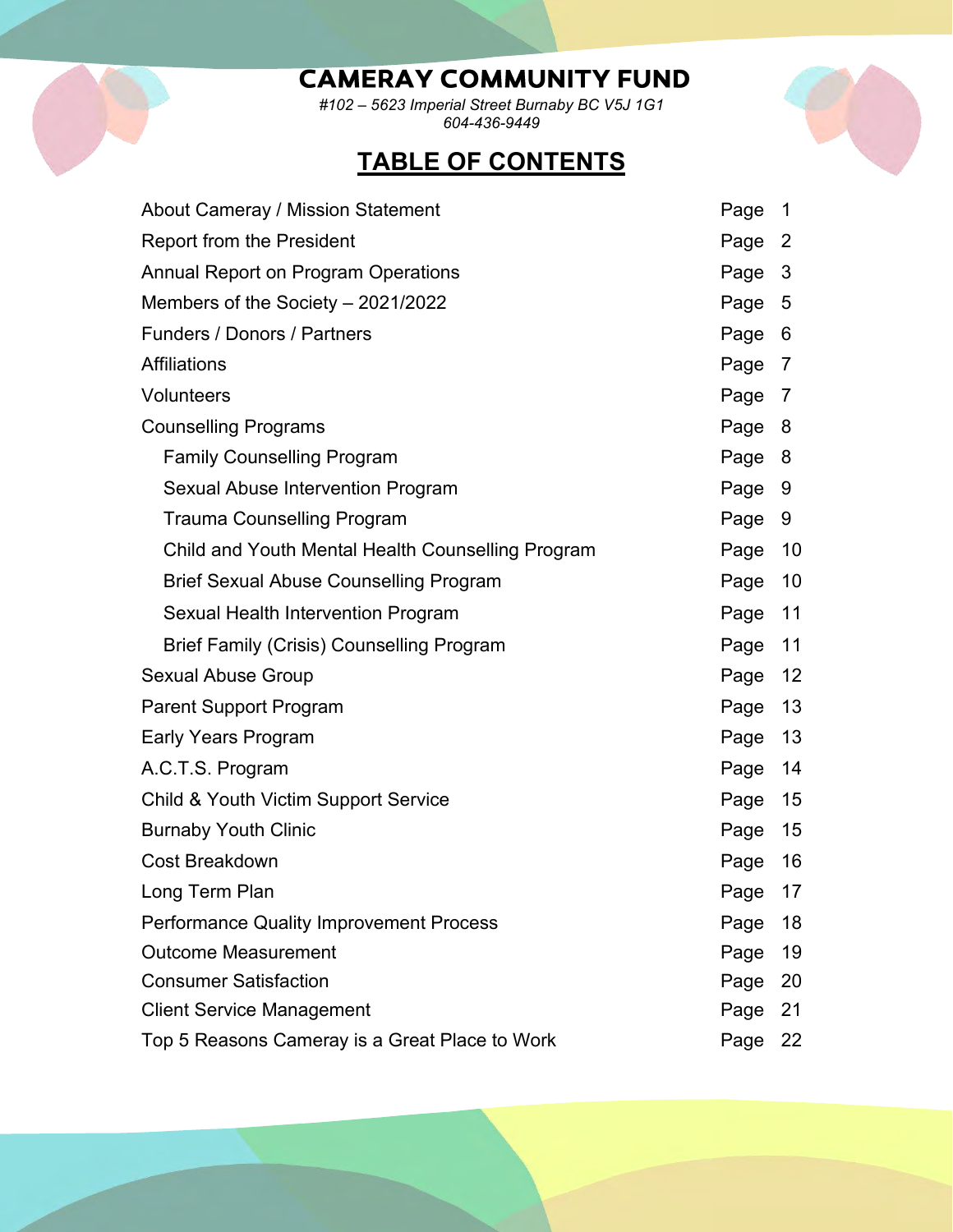# CAMERAY COMMUNITY FUND

*#102 – 5623 Imperial Street Burnaby BC V5J 1G1*
*604-436-9449*

## TABLE OF CONTENTS

| | |
|---|---|
| About Cameray / Mission Statement | Page 1 |
| Report from the President | Page 2 |
| Annual Report on Program Operations | Page 3 |
| Members of the Society – 2021/2022 | Page 5 |
| Funders / Donors / Partners | Page 6 |
| Affiliations | Page 7 |
| Volunteers | Page 7 |
| Counselling Programs | Page 8 |
| &nbsp;&nbsp;&nbsp;&nbsp;Family Counselling Program | Page 8 |
| &nbsp;&nbsp;&nbsp;&nbsp;Sexual Abuse Intervention Program | Page 9 |
| &nbsp;&nbsp;&nbsp;&nbsp;Trauma Counselling Program | Page 9 |
| &nbsp;&nbsp;&nbsp;&nbsp;Child and Youth Mental Health Counselling Program | Page 10 |
| &nbsp;&nbsp;&nbsp;&nbsp;Brief Sexual Abuse Counselling Program | Page 10 |
| &nbsp;&nbsp;&nbsp;&nbsp;Sexual Health Intervention Program | Page 11 |
| &nbsp;&nbsp;&nbsp;&nbsp;Brief Family (Crisis) Counselling Program | Page 11 |
| Sexual Abuse Group | Page 12 |
| Parent Support Program | Page 13 |
| Early Years Program | Page 13 |
| A.C.T.S. Program | Page 14 |
| Child & Youth Victim Support Service | Page 15 |
| Burnaby Youth Clinic | Page 15 |
| Cost Breakdown | Page 16 |
| Long Term Plan | Page 17 |
| Performance Quality Improvement Process | Page 18 |
| Outcome Measurement | Page 19 |
| Consumer Satisfaction | Page 20 |
| Client Service Management | Page 21 |
| Top 5 Reasons Cameray is a Great Place to Work | Page 22 |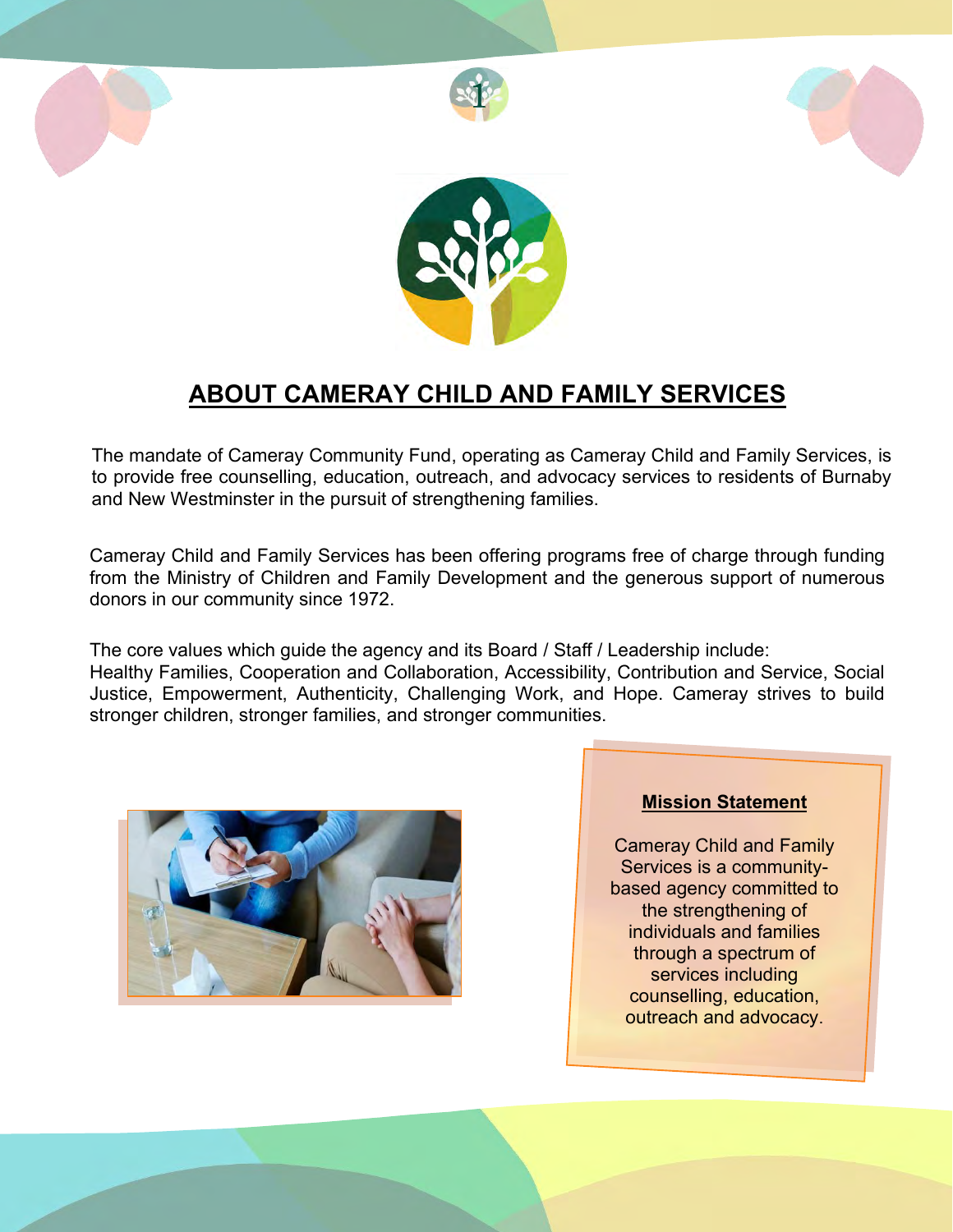# ABOUT CAMERAY CHILD AND FAMILY SERVICES

The mandate of Cameray Community Fund, operating as Cameray Child and Family Services, is to provide free counselling, education, outreach, and advocacy services to residents of Burnaby and New Westminster in the pursuit of strengthening families.

Cameray Child and Family Services has been offering programs free of charge through funding from the Ministry of Children and Family Development and the generous support of numerous donors in our community since 1972.

The core values which guide the agency and its Board / Staff / Leadership include:
Healthy Families, Cooperation and Collaboration, Accessibility, Contribution and Service, Social Justice, Empowerment, Authenticity, Challenging Work, and Hope. Cameray strives to build stronger children, stronger families, and stronger communities.

**Mission Statement**

Cameray Child and Family Services is a community-based agency committed to the strengthening of individuals and families through a spectrum of services including counselling, education, outreach and advocacy.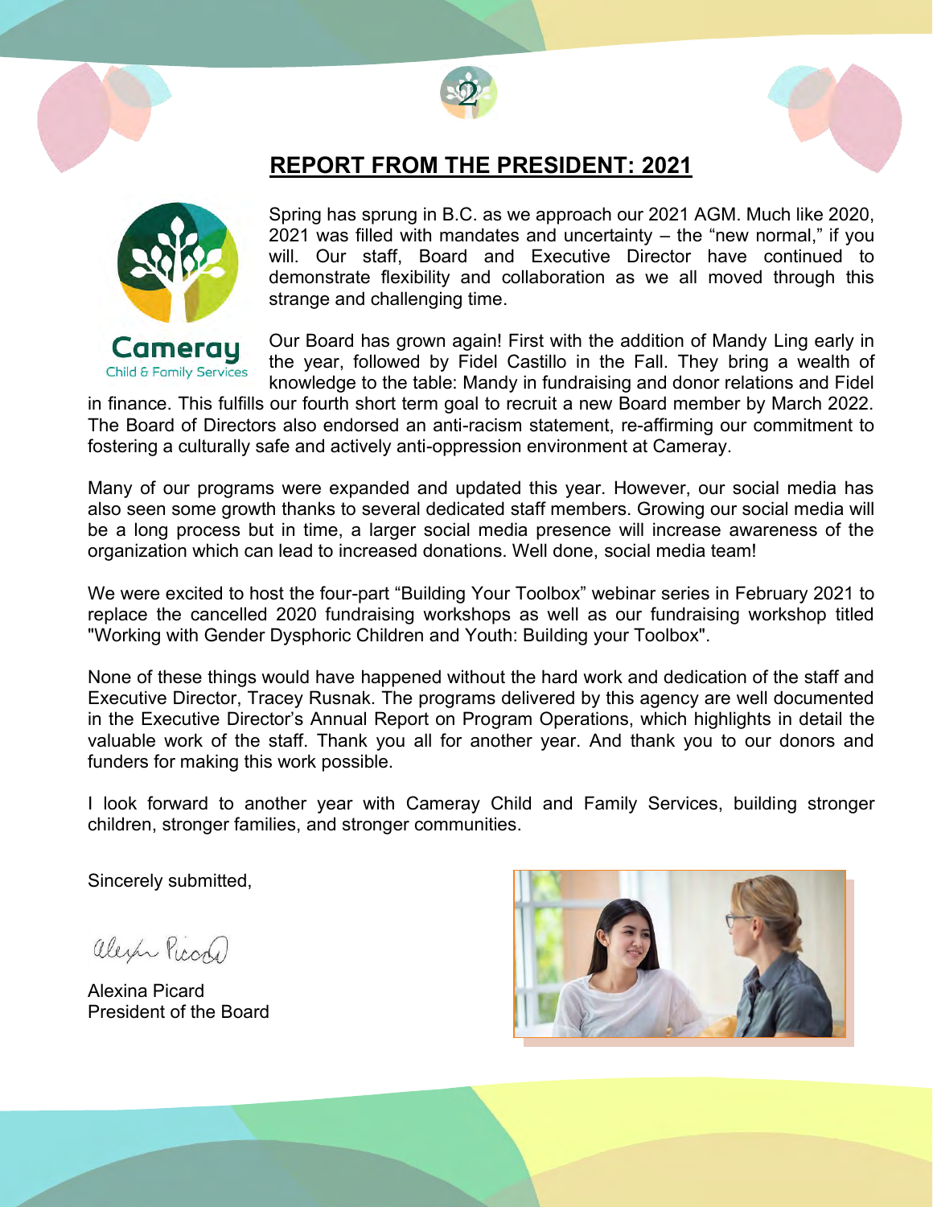# REPORT FROM THE PRESIDENT: 2021

Cameray
Child & Family Services

Spring has sprung in B.C. as we approach our 2021 AGM. Much like 2020, 2021 was filled with mandates and uncertainty – the "new normal," if you will. Our staff, Board and Executive Director have continued to demonstrate flexibility and collaboration as we all moved through this strange and challenging time.

Our Board has grown again! First with the addition of Mandy Ling early in the year, followed by Fidel Castillo in the Fall. They bring a wealth of knowledge to the table: Mandy in fundraising and donor relations and Fidel in finance. This fulfills our fourth short term goal to recruit a new Board member by March 2022. The Board of Directors also endorsed an anti-racism statement, re-affirming our commitment to fostering a culturally safe and actively anti-oppression environment at Cameray.

Many of our programs were expanded and updated this year. However, our social media has also seen some growth thanks to several dedicated staff members. Growing our social media will be a long process but in time, a larger social media presence will increase awareness of the organization which can lead to increased donations. Well done, social media team!

We were excited to host the four-part "Building Your Toolbox" webinar series in February 2021 to replace the cancelled 2020 fundraising workshops as well as our fundraising workshop titled "Working with Gender Dysphoric Children and Youth: Building your Toolbox".

None of these things would have happened without the hard work and dedication of the staff and Executive Director, Tracey Rusnak. The programs delivered by this agency are well documented in the Executive Director's Annual Report on Program Operations, which highlights in detail the valuable work of the staff. Thank you all for another year. And thank you to our donors and funders for making this work possible.

I look forward to another year with Cameray Child and Family Services, building stronger children, stronger families, and stronger communities.

Sincerely submitted,

Alexina Picard
President of the Board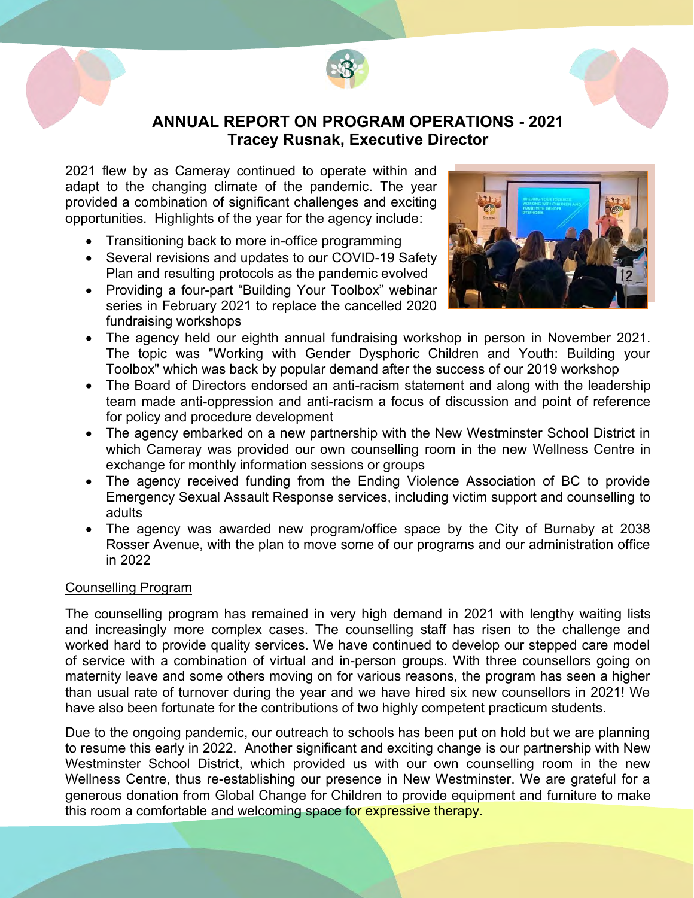# ANNUAL REPORT ON PROGRAM OPERATIONS - 2021

## Tracey Rusnak, Executive Director

2021 flew by as Cameray continued to operate within and adapt to the changing climate of the pandemic. The year provided a combination of significant challenges and exciting opportunities. Highlights of the year for the agency include:

- Transitioning back to more in-office programming
- Several revisions and updates to our COVID-19 Safety Plan and resulting protocols as the pandemic evolved
- Providing a four-part "Building Your Toolbox" webinar series in February 2021 to replace the cancelled 2020 fundraising workshops
- The agency held our eighth annual fundraising workshop in person in November 2021. The topic was "Working with Gender Dysphoric Children and Youth: Building your Toolbox" which was back by popular demand after the success of our 2019 workshop
- The Board of Directors endorsed an anti-racism statement and along with the leadership team made anti-oppression and anti-racism a focus of discussion and point of reference for policy and procedure development
- The agency embarked on a new partnership with the New Westminster School District in which Cameray was provided our own counselling room in the new Wellness Centre in exchange for monthly information sessions or groups
- The agency received funding from the Ending Violence Association of BC to provide Emergency Sexual Assault Response services, including victim support and counselling to adults
- The agency was awarded new program/office space by the City of Burnaby at 2038 Rosser Avenue, with the plan to move some of our programs and our administration office in 2022

### Counselling Program

The counselling program has remained in very high demand in 2021 with lengthy waiting lists and increasingly more complex cases. The counselling staff has risen to the challenge and worked hard to provide quality services. We have continued to develop our stepped care model of service with a combination of virtual and in-person groups. With three counsellors going on maternity leave and some others moving on for various reasons, the program has seen a higher than usual rate of turnover during the year and we have hired six new counsellors in 2021! We have also been fortunate for the contributions of two highly competent practicum students.

Due to the ongoing pandemic, our outreach to schools has been put on hold but we are planning to resume this early in 2022. Another significant and exciting change is our partnership with New Westminster School District, which provided us with our own counselling room in the new Wellness Centre, thus re-establishing our presence in New Westminster. We are grateful for a generous donation from Global Change for Children to provide equipment and furniture to make this room a comfortable and welcoming space for expressive therapy.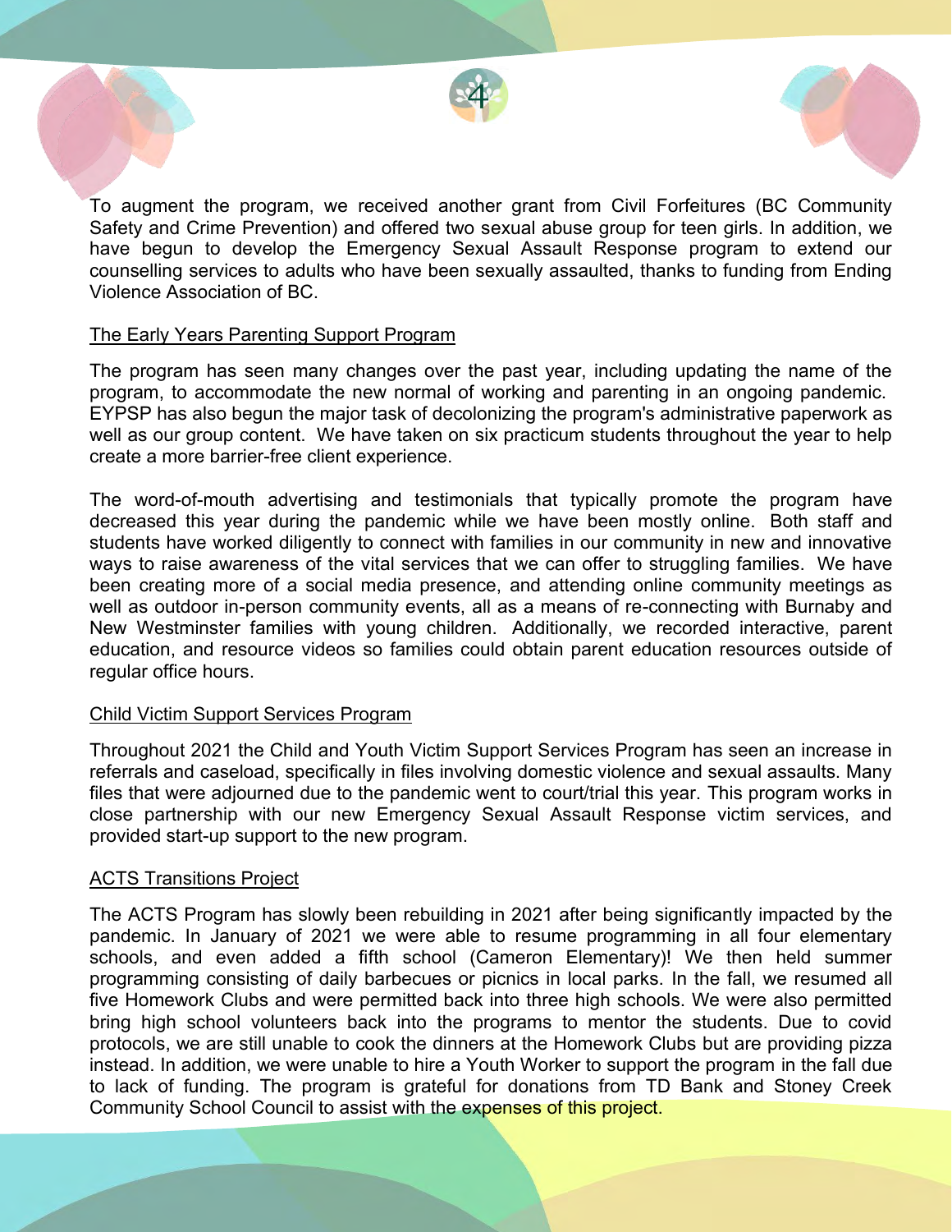To augment the program, we received another grant from Civil Forfeitures (BC Community Safety and Crime Prevention) and offered two sexual abuse group for teen girls. In addition, we have begun to develop the Emergency Sexual Assault Response program to extend our counselling services to adults who have been sexually assaulted, thanks to funding from Ending Violence Association of BC.

### The Early Years Parenting Support Program

The program has seen many changes over the past year, including updating the name of the program, to accommodate the new normal of working and parenting in an ongoing pandemic. EYPSP has also begun the major task of decolonizing the program's administrative paperwork as well as our group content. We have taken on six practicum students throughout the year to help create a more barrier-free client experience.

The word-of-mouth advertising and testimonials that typically promote the program have decreased this year during the pandemic while we have been mostly online. Both staff and students have worked diligently to connect with families in our community in new and innovative ways to raise awareness of the vital services that we can offer to struggling families. We have been creating more of a social media presence, and attending online community meetings as well as outdoor in-person community events, all as a means of re-connecting with Burnaby and New Westminster families with young children. Additionally, we recorded interactive, parent education, and resource videos so families could obtain parent education resources outside of regular office hours.

### Child Victim Support Services Program

Throughout 2021 the Child and Youth Victim Support Services Program has seen an increase in referrals and caseload, specifically in files involving domestic violence and sexual assaults. Many files that were adjourned due to the pandemic went to court/trial this year. This program works in close partnership with our new Emergency Sexual Assault Response victim services, and provided start-up support to the new program.

### ACTS Transitions Project

The ACTS Program has slowly been rebuilding in 2021 after being significantly impacted by the pandemic. In January of 2021 we were able to resume programming in all four elementary schools, and even added a fifth school (Cameron Elementary)! We then held summer programming consisting of daily barbecues or picnics in local parks. In the fall, we resumed all five Homework Clubs and were permitted back into three high schools. We were also permitted bring high school volunteers back into the programs to mentor the students. Due to covid protocols, we are still unable to cook the dinners at the Homework Clubs but are providing pizza instead. In addition, we were unable to hire a Youth Worker to support the program in the fall due to lack of funding. The program is grateful for donations from TD Bank and Stoney Creek Community School Council to assist with the expenses of this project.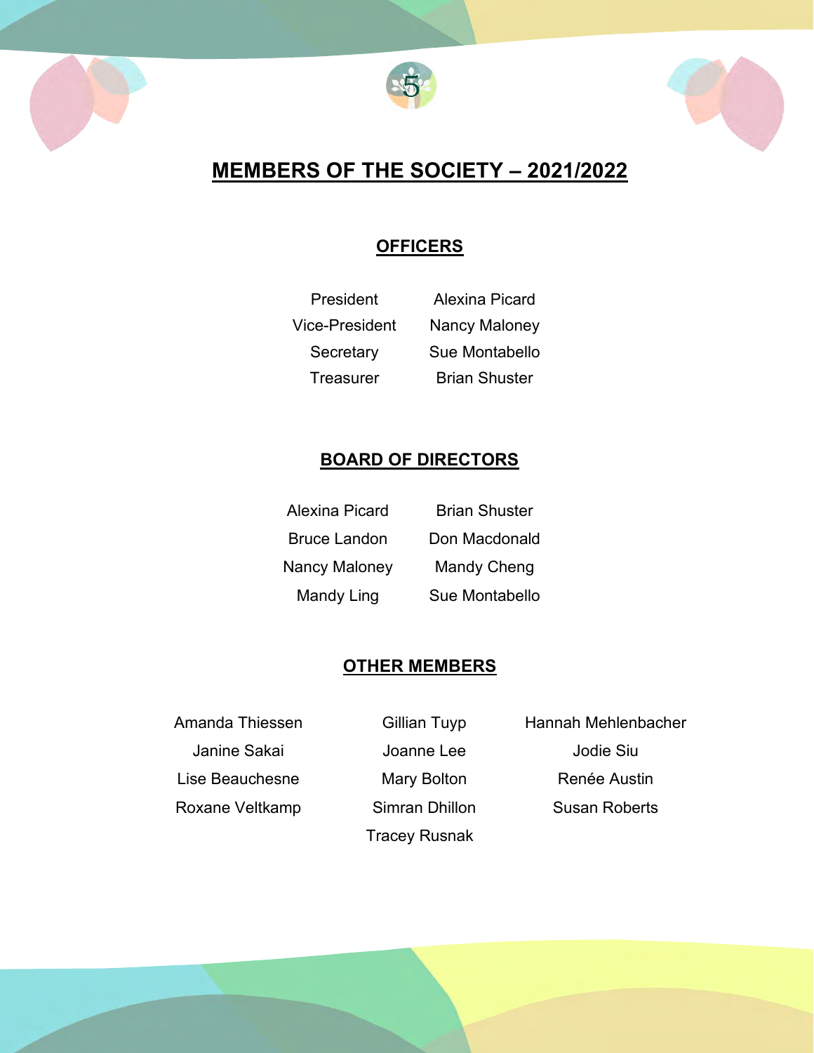# MEMBERS OF THE SOCIETY – 2021/2022

## OFFICERS

| | |
|---|---|
| President | Alexina Picard |
| Vice-President | Nancy Maloney |
| Secretary | Sue Montabello |
| Treasurer | Brian Shuster |

## BOARD OF DIRECTORS

| | |
|---|---|
| Alexina Picard | Brian Shuster |
| Bruce Landon | Don Macdonald |
| Nancy Maloney | Mandy Cheng |
| Mandy Ling | Sue Montabello |

## OTHER MEMBERS

| | | |
|---|---|---|
| Amanda Thiessen | Gillian Tuyp | Hannah Mehlenbacher |
| Janine Sakai | Joanne Lee | Jodie Siu |
| Lise Beauchesne | Mary Bolton | Renée Austin |
| Roxane Veltkamp | Simran Dhillon | Susan Roberts |
| | Tracey Rusnak | |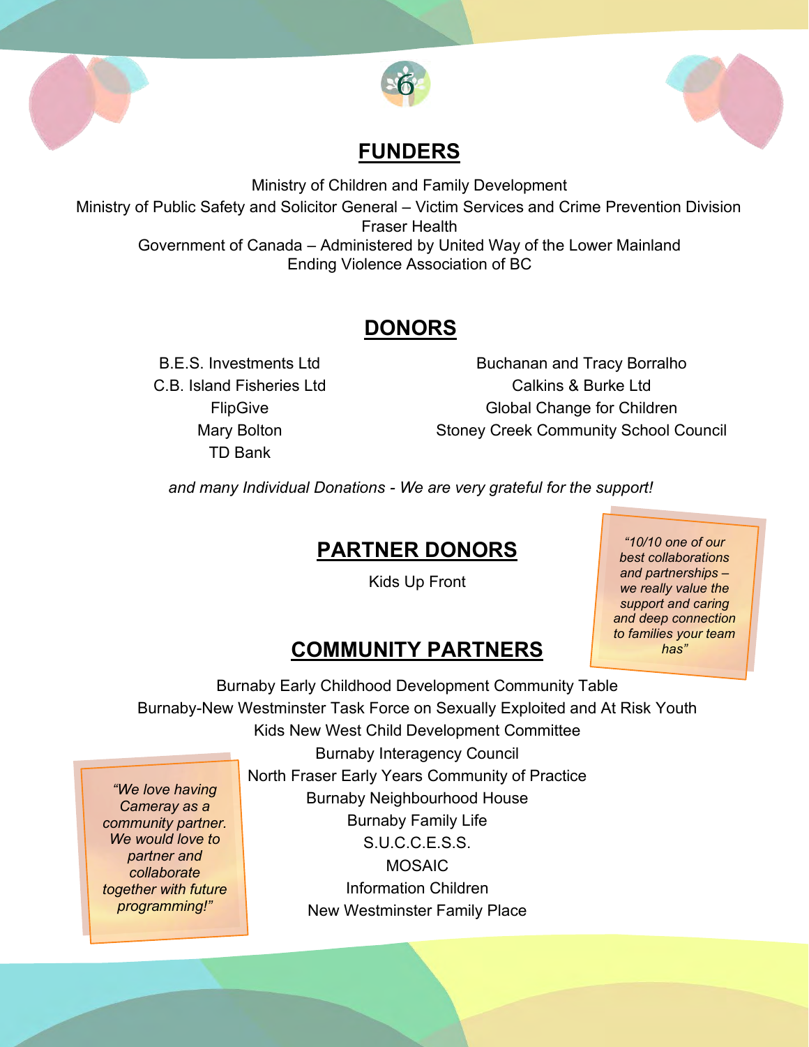## FUNDERS

Ministry of Children and Family Development
Ministry of Public Safety and Solicitor General – Victim Services and Crime Prevention Division
Fraser Health
Government of Canada – Administered by United Way of the Lower Mainland
Ending Violence Association of BC

## DONORS

B.E.S. Investments Ltd
C.B. Island Fisheries Ltd
FlipGive
Mary Bolton
TD Bank
Buchanan and Tracy Borralho
Calkins & Burke Ltd
Global Change for Children
Stoney Creek Community School Council

*and many Individual Donations - We are very grateful for the support!*

## PARTNER DONORS

Kids Up Front

*"10/10 one of our best collaborations and partnerships – we really value the support and caring and deep connection to families your team has"*

## COMMUNITY PARTNERS

Burnaby Early Childhood Development Community Table
Burnaby-New Westminster Task Force on Sexually Exploited and At Risk Youth
Kids New West Child Development Committee
Burnaby Interagency Council
North Fraser Early Years Community of Practice
Burnaby Neighbourhood House
Burnaby Family Life
S.U.C.C.E.S.S.
MOSAIC
Information Children
New Westminster Family Place

*"We love having Cameray as a community partner. We would love to partner and collaborate together with future programming!"*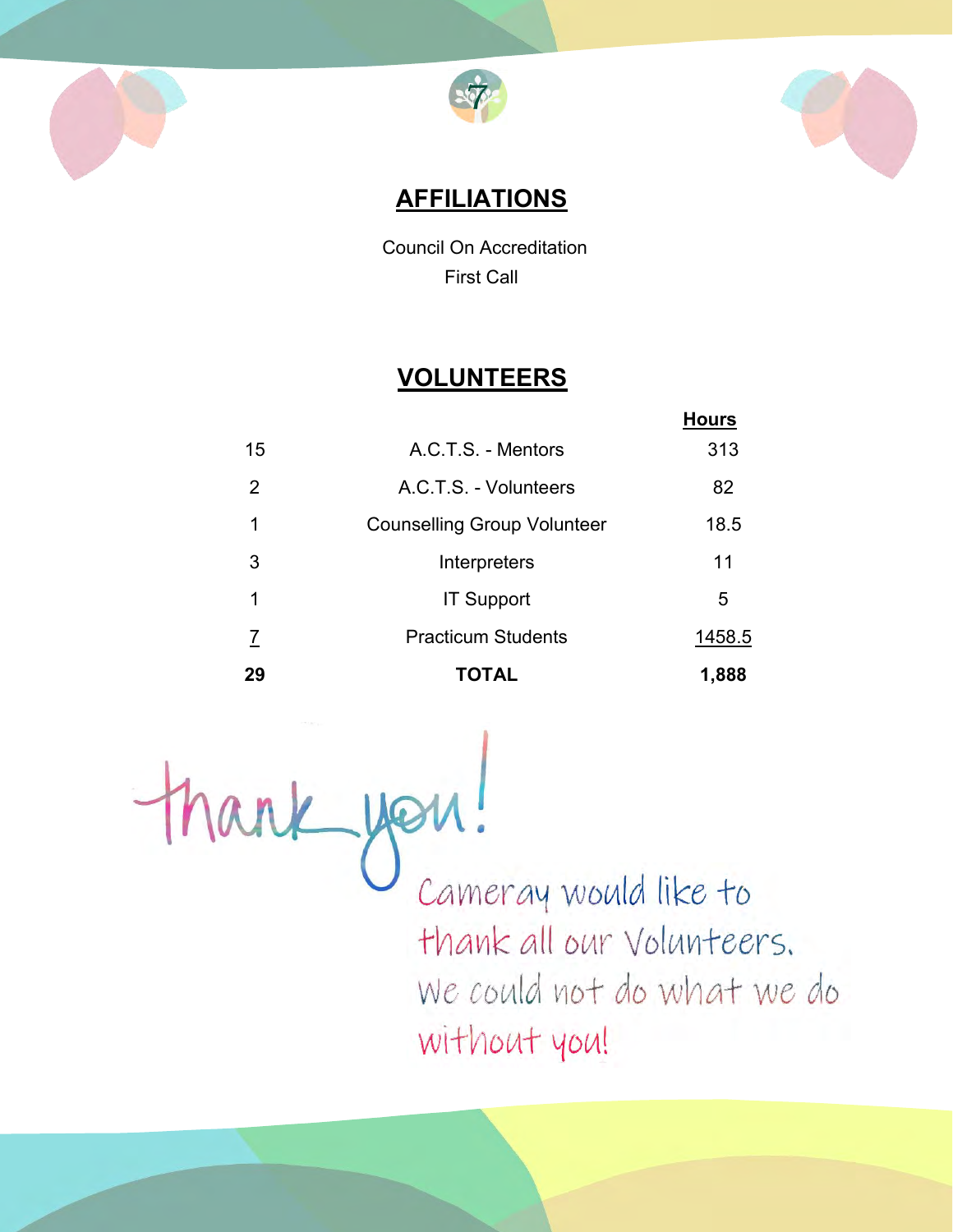## AFFILIATIONS

Council On Accreditation
First Call

## VOLUNTEERS

| | | Hours |
|---|---|---|
| 15 | A.C.T.S. - Mentors | 313 |
| 2 | A.C.T.S. - Volunteers | 82 |
| 1 | Counselling Group Volunteer | 18.5 |
| 3 | Interpreters | 11 |
| 1 | IT Support | 5 |
| 7 | Practicum Students | 1458.5 |
| **29** | **TOTAL** | **1,888** |

thank you!

Cameray would like to thank all our Volunteers. We could not do what we do without you!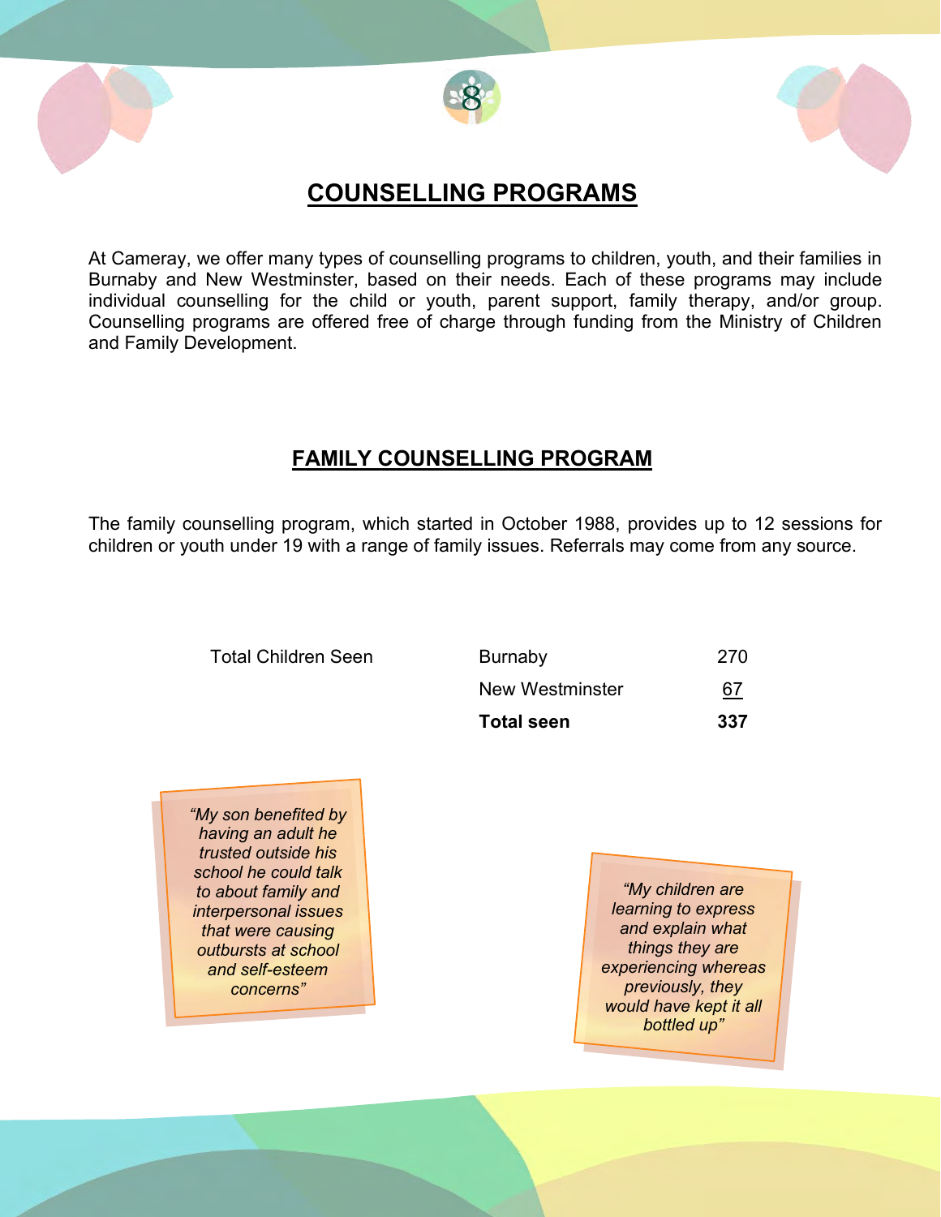## COUNSELLING PROGRAMS

At Cameray, we offer many types of counselling programs to children, youth, and their families in Burnaby and New Westminster, based on their needs. Each of these programs may include individual counselling for the child or youth, parent support, family therapy, and/or group. Counselling programs are offered free of charge through funding from the Ministry of Children and Family Development.

## FAMILY COUNSELLING PROGRAM

The family counselling program, which started in October 1988, provides up to 12 sessions for children or youth under 19 with a range of family issues. Referrals may come from any source.

| Total Children Seen | | |
|---|---|---|
| | Burnaby | 270 |
| | New Westminster | 67 |
| | **Total seen** | **337** |

*"My son benefited by having an adult he trusted outside his school he could talk to about family and interpersonal issues that were causing outbursts at school and self-esteem concerns"*

*"My children are learning to express and explain what things they are experiencing whereas previously, they would have kept it all bottled up"*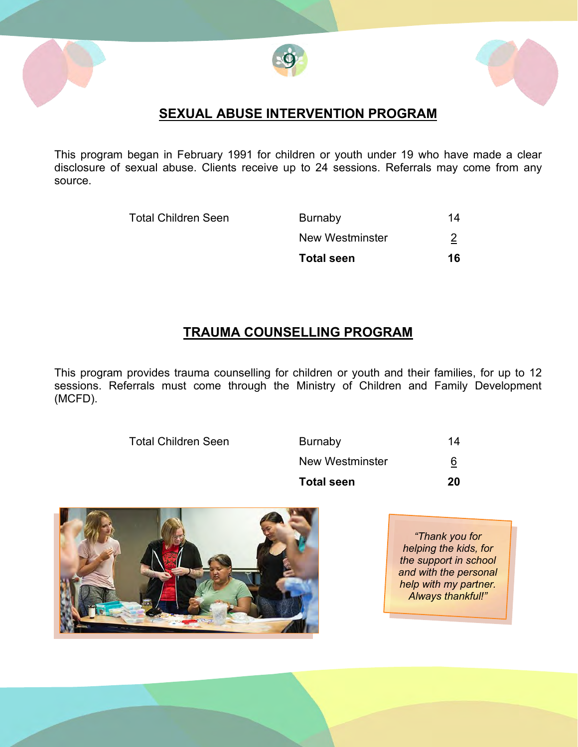## SEXUAL ABUSE INTERVENTION PROGRAM

This program began in February 1991 for children or youth under 19 who have made a clear disclosure of sexual abuse. Clients receive up to 24 sessions. Referrals may come from any source.

| Total Children Seen | Burnaby | 14 |
|---|---|---|
| | New Westminster | 2 |
| | **Total seen** | **16** |

## TRAUMA COUNSELLING PROGRAM

This program provides trauma counselling for children or youth and their families, for up to 12 sessions. Referrals must come through the Ministry of Children and Family Development (MCFD).

| Total Children Seen | Burnaby | 14 |
|---|---|---|
| | New Westminster | 6 |
| | **Total seen** | **20** |

*"Thank you for helping the kids, for the support in school and with the personal help with my partner. Always thankful!"*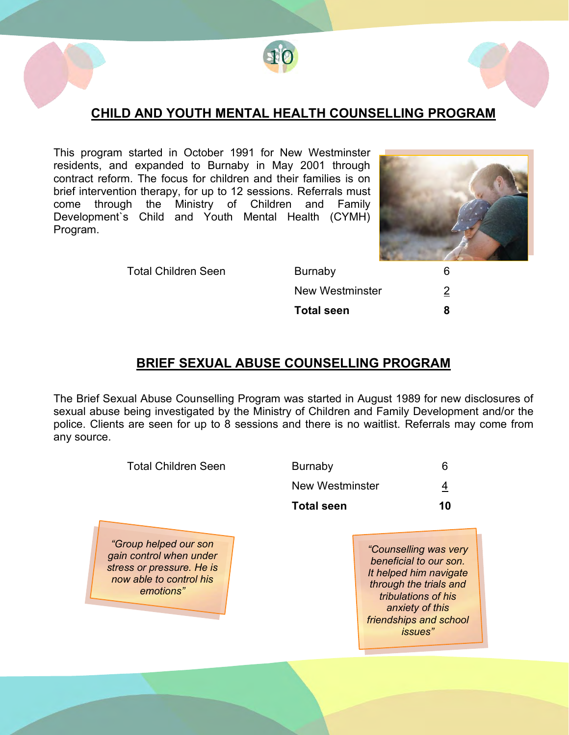## CHILD AND YOUTH MENTAL HEALTH COUNSELLING PROGRAM

This program started in October 1991 for New Westminster residents, and expanded to Burnaby in May 2001 through contract reform. The focus for children and their families is on brief intervention therapy, for up to 12 sessions. Referrals must come through the Ministry of Children and Family Development`s Child and Youth Mental Health (CYMH) Program.

| Total Children Seen | | |
|---|---|---|
| | Burnaby | 6 |
| | New Westminster | 2 |
| | **Total seen** | **8** |

## BRIEF SEXUAL ABUSE COUNSELLING PROGRAM

The Brief Sexual Abuse Counselling Program was started in August 1989 for new disclosures of sexual abuse being investigated by the Ministry of Children and Family Development and/or the police. Clients are seen for up to 8 sessions and there is no waitlist. Referrals may come from any source.

| Total Children Seen | | |
|---|---|---|
| | Burnaby | 6 |
| | New Westminster | 4 |
| | **Total seen** | **10** |

*“Group helped our son gain control when under stress or pressure. He is now able to control his emotions”*

*“Counselling was very beneficial to our son. It helped him navigate through the trials and tribulations of his anxiety of this friendships and school issues”*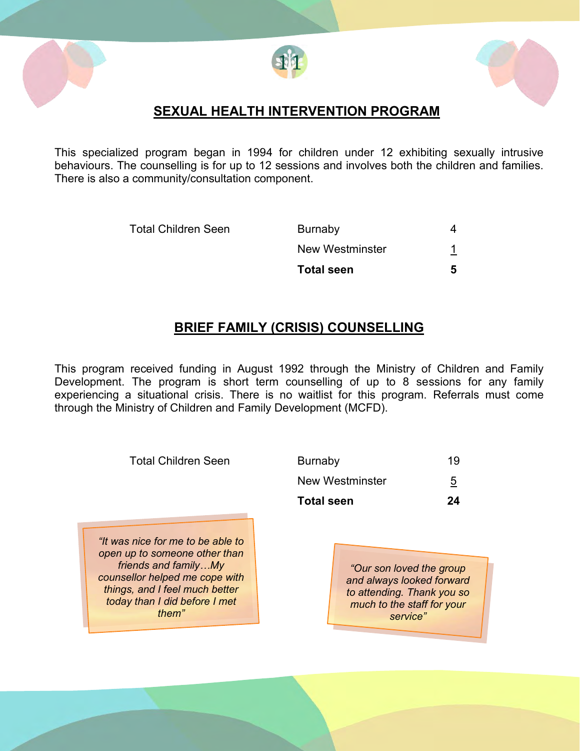## SEXUAL HEALTH INTERVENTION PROGRAM

This specialized program began in 1994 for children under 12 exhibiting sexually intrusive behaviours. The counselling is for up to 12 sessions and involves both the children and families. There is also a community/consultation component.

| Total Children Seen | Burnaby | 4 |
|---|---|---|
| | New Westminster | 1 |
| | **Total seen** | **5** |

## BRIEF FAMILY (CRISIS) COUNSELLING

This program received funding in August 1992 through the Ministry of Children and Family Development. The program is short term counselling of up to 8 sessions for any family experiencing a situational crisis. There is no waitlist for this program. Referrals must come through the Ministry of Children and Family Development (MCFD).

| Total Children Seen | Burnaby | 19 |
|---|---|---|
| | New Westminster | 5 |
| | **Total seen** | **24** |

*"It was nice for me to be able to open up to someone other than friends and family…My counsellor helped me cope with things, and I feel much better today than I did before I met them"*

*"Our son loved the group and always looked forward to attending. Thank you so much to the staff for your service"*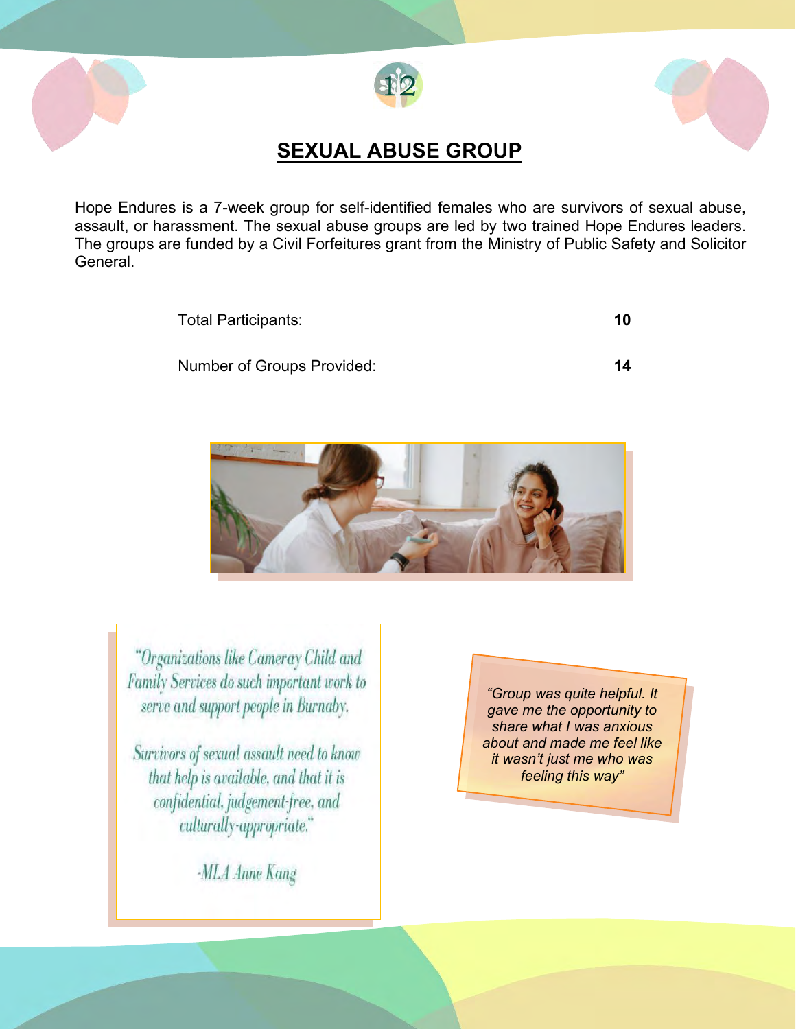## SEXUAL ABUSE GROUP

Hope Endures is a 7-week group for self-identified females who are survivors of sexual abuse, assault, or harassment. The sexual abuse groups are led by two trained Hope Endures leaders. The groups are funded by a Civil Forfeitures grant from the Ministry of Public Safety and Solicitor General.

| | |
|---|---|
| Total Participants: | **10** |
| Number of Groups Provided: | **14** |

"Organizations like Cameray Child and Family Services do such important work to serve and support people in Burnaby.

Survivors of sexual assault need to know that help is available, and that it is confidential, judgement-free, and culturally-appropriate."

-MLA Anne Kang

*"Group was quite helpful. It gave me the opportunity to share what I was anxious about and made me feel like it wasn't just me who was feeling this way"*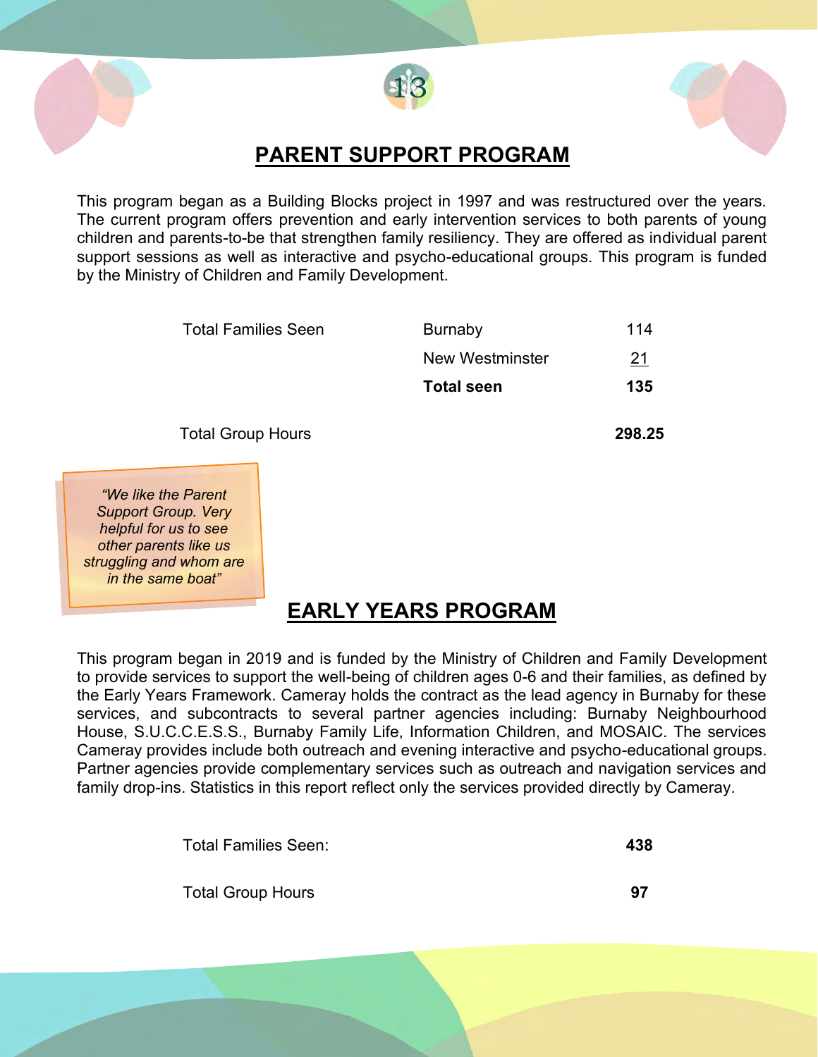## PARENT SUPPORT PROGRAM

This program began as a Building Blocks project in 1997 and was restructured over the years. The current program offers prevention and early intervention services to both parents of young children and parents-to-be that strengthen family resiliency. They are offered as individual parent support sessions as well as interactive and psycho-educational groups. This program is funded by the Ministry of Children and Family Development.

| | | |
|---|---|---|
| Total Families Seen | Burnaby | 114 |
| | New Westminster | 21 |
| | **Total seen** | **135** |
| Total Group Hours | | **298.25** |

*"We like the Parent Support Group. Very helpful for us to see other parents like us struggling and whom are in the same boat"*

## EARLY YEARS PROGRAM

This program began in 2019 and is funded by the Ministry of Children and Family Development to provide services to support the well-being of children ages 0-6 and their families, as defined by the Early Years Framework. Cameray holds the contract as the lead agency in Burnaby for these services, and subcontracts to several partner agencies including: Burnaby Neighbourhood House, S.U.C.C.E.S.S., Burnaby Family Life, Information Children, and MOSAIC. The services Cameray provides include both outreach and evening interactive and psycho-educational groups. Partner agencies provide complementary services such as outreach and navigation services and family drop-ins. Statistics in this report reflect only the services provided directly by Cameray.

| | |
|---|---|
| Total Families Seen: | **438** |
| Total Group Hours | **97** |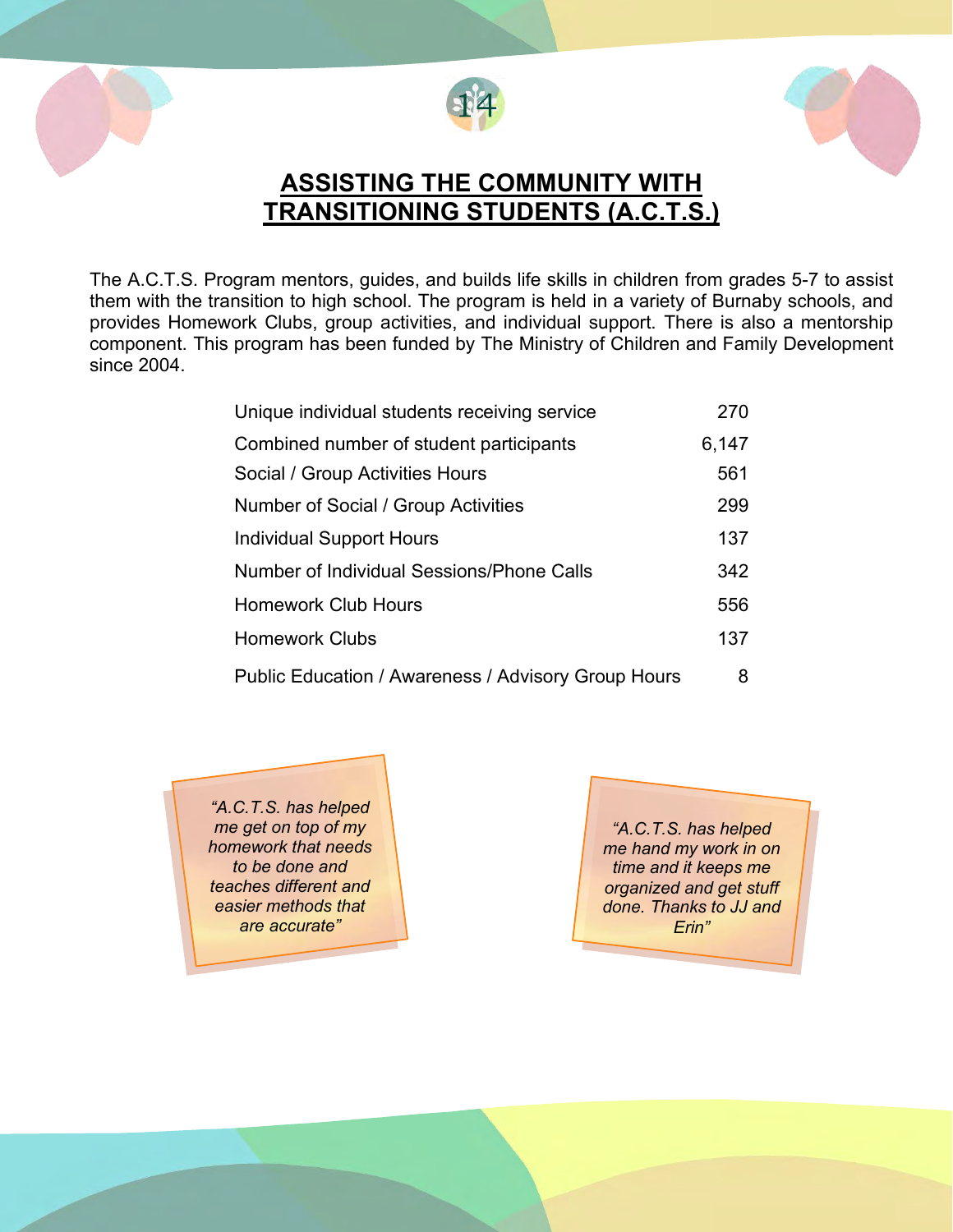# ASSISTING THE COMMUNITY WITH TRANSITIONING STUDENTS (A.C.T.S.)

The A.C.T.S. Program mentors, guides, and builds life skills in children from grades 5-7 to assist them with the transition to high school. The program is held in a variety of Burnaby schools, and provides Homework Clubs, group activities, and individual support. There is also a mentorship component. This program has been funded by The Ministry of Children and Family Development since 2004.

| | |
|---|---|
| Unique individual students receiving service | 270 |
| Combined number of student participants | 6,147 |
| Social / Group Activities Hours | 561 |
| Number of Social / Group Activities | 299 |
| Individual Support Hours | 137 |
| Number of Individual Sessions/Phone Calls | 342 |
| Homework Club Hours | 556 |
| Homework Clubs | 137 |
| Public Education / Awareness / Advisory Group Hours | 8 |

*"A.C.T.S. has helped me get on top of my homework that needs to be done and teaches different and easier methods that are accurate"*

*"A.C.T.S. has helped me hand my work in on time and it keeps me organized and get stuff done. Thanks to JJ and Erin"*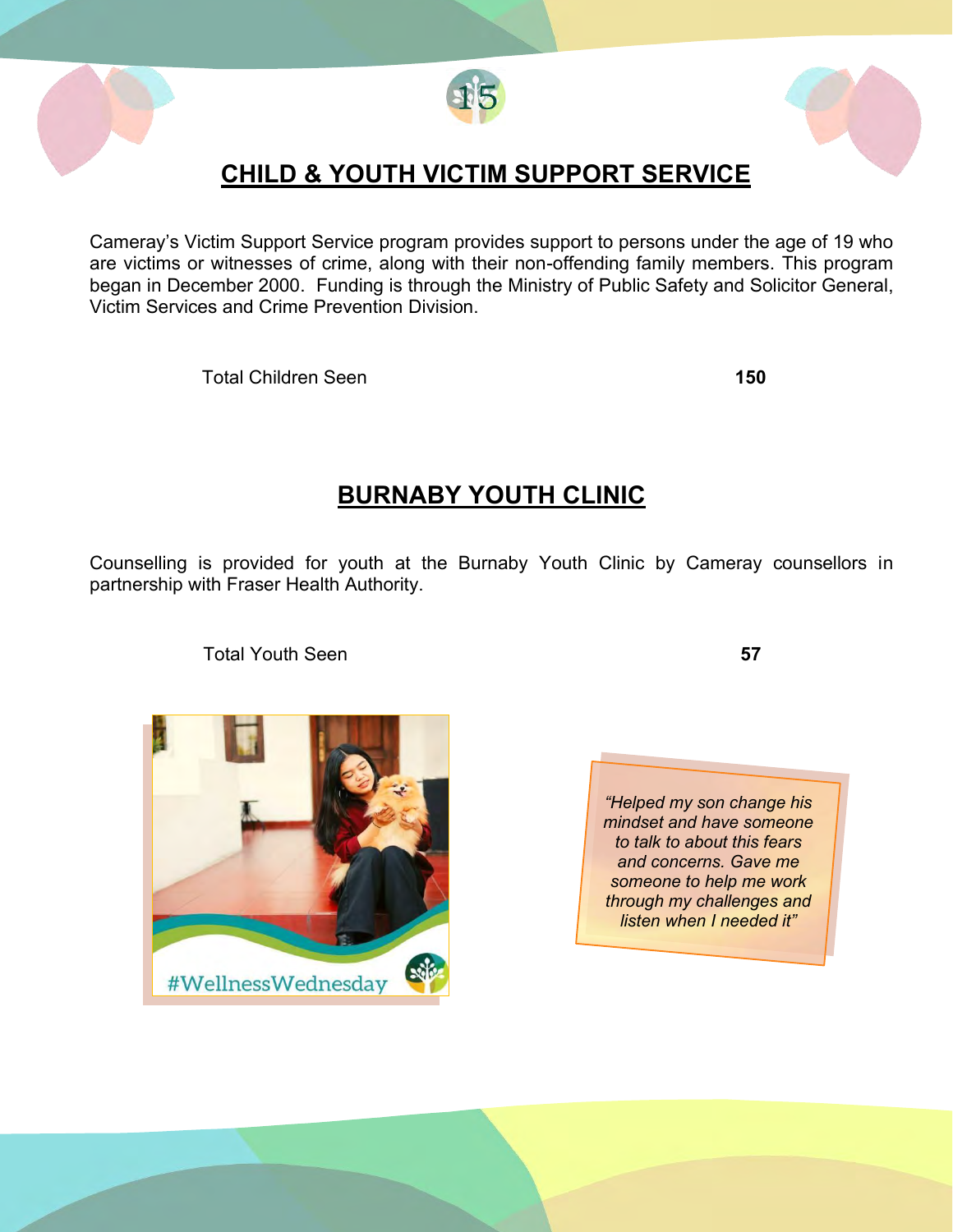## CHILD & YOUTH VICTIM SUPPORT SERVICE

Cameray's Victim Support Service program provides support to persons under the age of 19 who are victims or witnesses of crime, along with their non-offending family members. This program began in December 2000. Funding is through the Ministry of Public Safety and Solicitor General, Victim Services and Crime Prevention Division.

| Total Children Seen | **150** |
|---|---|

## BURNABY YOUTH CLINIC

Counselling is provided for youth at the Burnaby Youth Clinic by Cameray counsellors in partnership with Fraser Health Authority.

| Total Youth Seen | **57** |
|---|---|

#WellnessWednesday

*"Helped my son change his mindset and have someone to talk to about this fears and concerns. Gave me someone to help me work through my challenges and listen when I needed it"*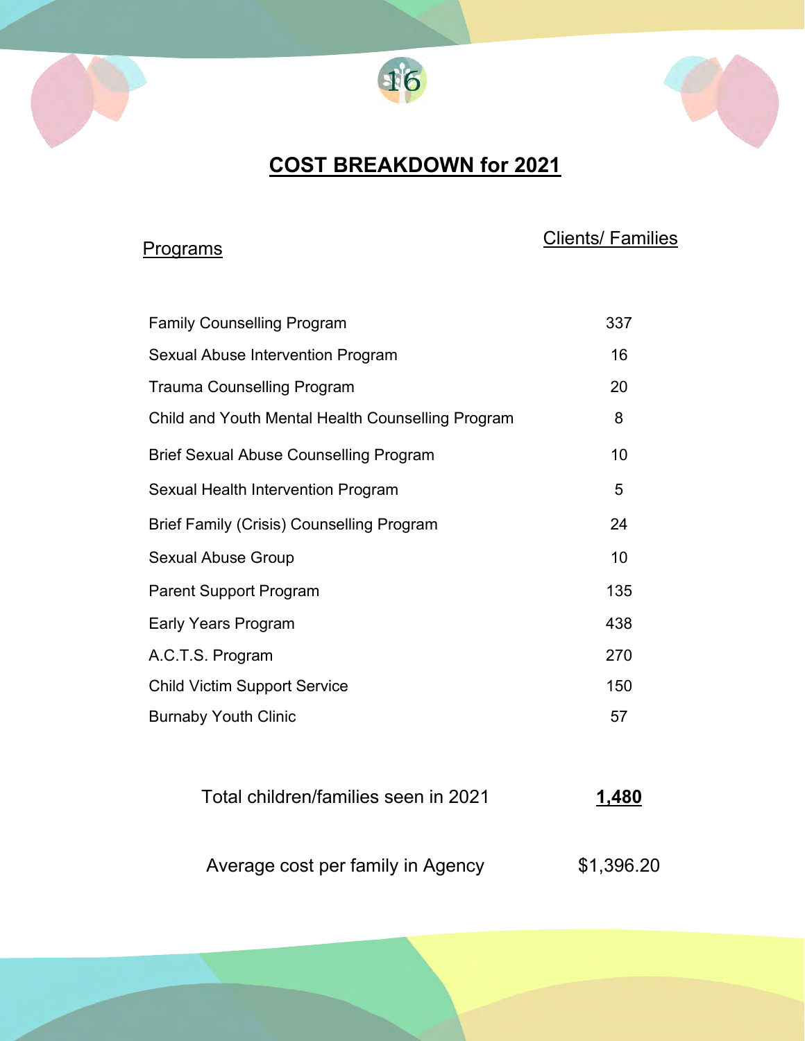# COST BREAKDOWN for 2021

| Programs | Clients/ Families |
|---|---|
| Family Counselling Program | 337 |
| Sexual Abuse Intervention Program | 16 |
| Trauma Counselling Program | 20 |
| Child and Youth Mental Health Counselling Program | 8 |
| Brief Sexual Abuse Counselling Program | 10 |
| Sexual Health Intervention Program | 5 |
| Brief Family (Crisis) Counselling Program | 24 |
| Sexual Abuse Group | 10 |
| Parent Support Program | 135 |
| Early Years Program | 438 |
| A.C.T.S. Program | 270 |
| Child Victim Support Service | 150 |
| Burnaby Youth Clinic | 57 |

Total children/families seen in 2021 **1,480**

Average cost per family in Agency $1,396.20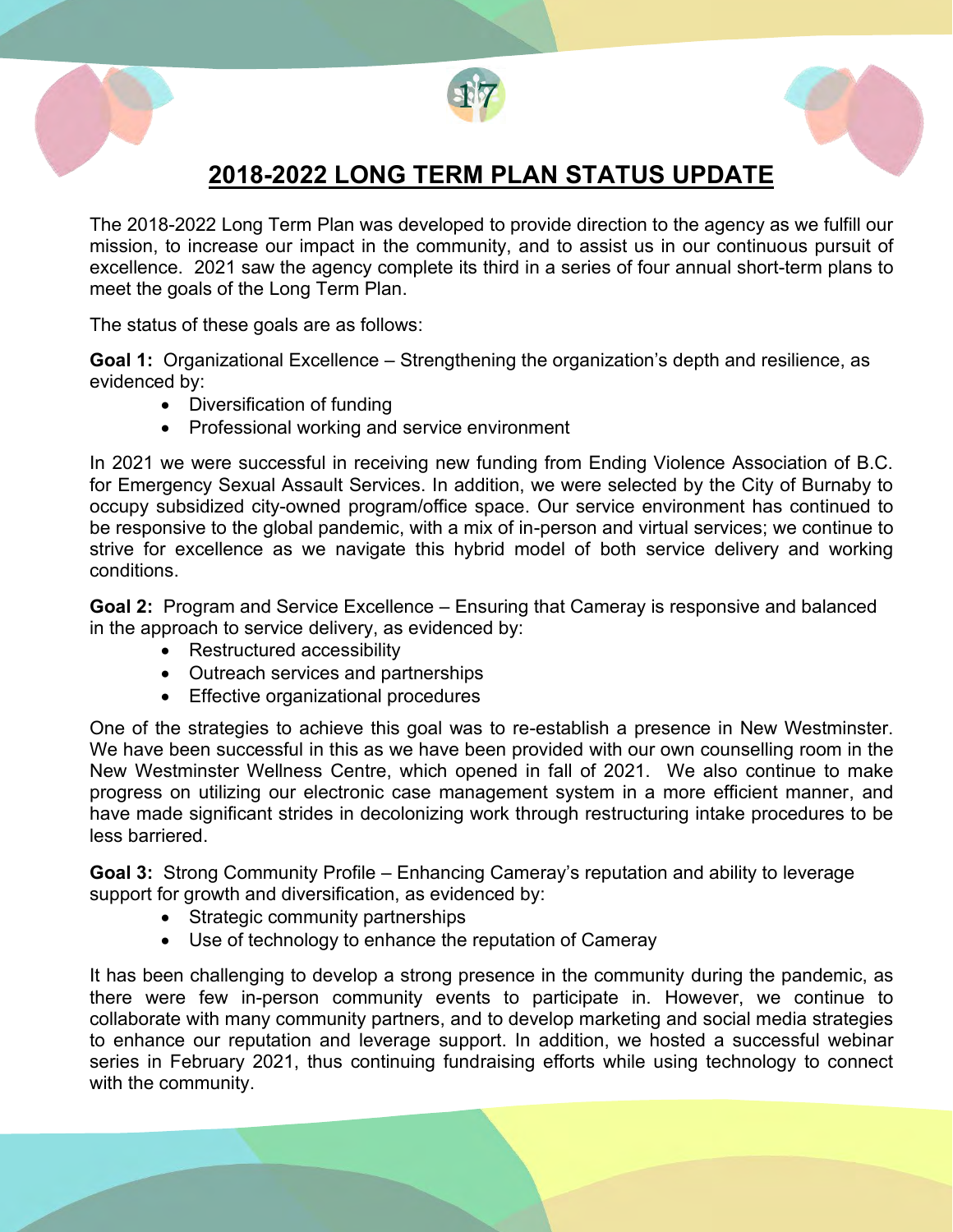# 2018-2022 LONG TERM PLAN STATUS UPDATE

The 2018-2022 Long Term Plan was developed to provide direction to the agency as we fulfill our mission, to increase our impact in the community, and to assist us in our continuous pursuit of excellence. 2021 saw the agency complete its third in a series of four annual short-term plans to meet the goals of the Long Term Plan.

The status of these goals are as follows:

**Goal 1:** Organizational Excellence – Strengthening the organization's depth and resilience, as evidenced by:

- Diversification of funding
- Professional working and service environment

In 2021 we were successful in receiving new funding from Ending Violence Association of B.C. for Emergency Sexual Assault Services. In addition, we were selected by the City of Burnaby to occupy subsidized city-owned program/office space. Our service environment has continued to be responsive to the global pandemic, with a mix of in-person and virtual services; we continue to strive for excellence as we navigate this hybrid model of both service delivery and working conditions.

**Goal 2:** Program and Service Excellence – Ensuring that Cameray is responsive and balanced in the approach to service delivery, as evidenced by:

- Restructured accessibility
- Outreach services and partnerships
- Effective organizational procedures

One of the strategies to achieve this goal was to re-establish a presence in New Westminster. We have been successful in this as we have been provided with our own counselling room in the New Westminster Wellness Centre, which opened in fall of 2021. We also continue to make progress on utilizing our electronic case management system in a more efficient manner, and have made significant strides in decolonizing work through restructuring intake procedures to be less barriered.

**Goal 3:** Strong Community Profile – Enhancing Cameray's reputation and ability to leverage support for growth and diversification, as evidenced by:

- Strategic community partnerships
- Use of technology to enhance the reputation of Cameray

It has been challenging to develop a strong presence in the community during the pandemic, as there were few in-person community events to participate in. However, we continue to collaborate with many community partners, and to develop marketing and social media strategies to enhance our reputation and leverage support. In addition, we hosted a successful webinar series in February 2021, thus continuing fundraising efforts while using technology to connect with the community.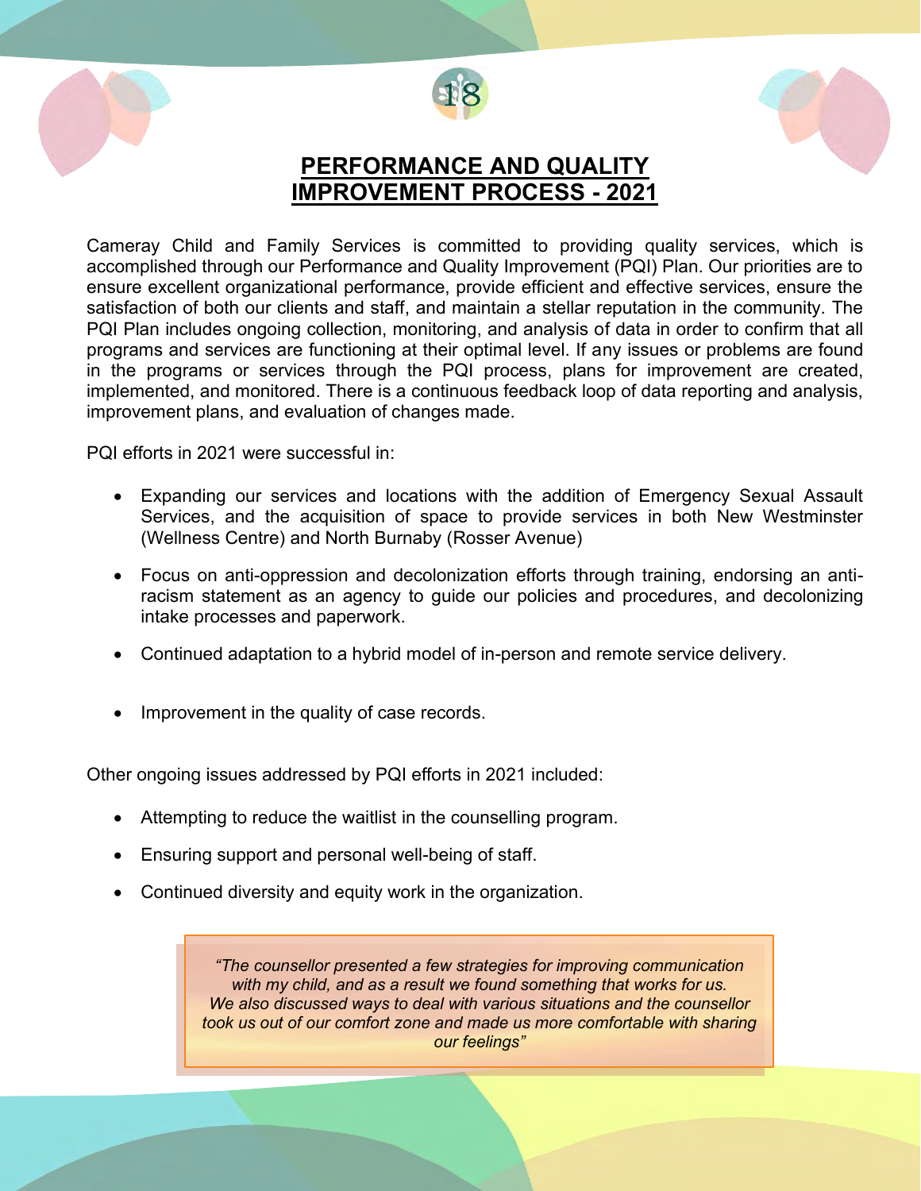# PERFORMANCE AND QUALITY IMPROVEMENT PROCESS - 2021

Cameray Child and Family Services is committed to providing quality services, which is accomplished through our Performance and Quality Improvement (PQI) Plan. Our priorities are to ensure excellent organizational performance, provide efficient and effective services, ensure the satisfaction of both our clients and staff, and maintain a stellar reputation in the community. The PQI Plan includes ongoing collection, monitoring, and analysis of data in order to confirm that all programs and services are functioning at their optimal level. If any issues or problems are found in the programs or services through the PQI process, plans for improvement are created, implemented, and monitored. There is a continuous feedback loop of data reporting and analysis, improvement plans, and evaluation of changes made.

PQI efforts in 2021 were successful in:

- Expanding our services and locations with the addition of Emergency Sexual Assault Services, and the acquisition of space to provide services in both New Westminster (Wellness Centre) and North Burnaby (Rosser Avenue)
- Focus on anti-oppression and decolonization efforts through training, endorsing an anti-racism statement as an agency to guide our policies and procedures, and decolonizing intake processes and paperwork.
- Continued adaptation to a hybrid model of in-person and remote service delivery.
- Improvement in the quality of case records.

Other ongoing issues addressed by PQI efforts in 2021 included:

- Attempting to reduce the waitlist in the counselling program.
- Ensuring support and personal well-being of staff.
- Continued diversity and equity work in the organization.

> *"The counsellor presented a few strategies for improving communication with my child, and as a result we found something that works for us. We also discussed ways to deal with various situations and the counsellor took us out of our comfort zone and made us more comfortable with sharing our feelings"*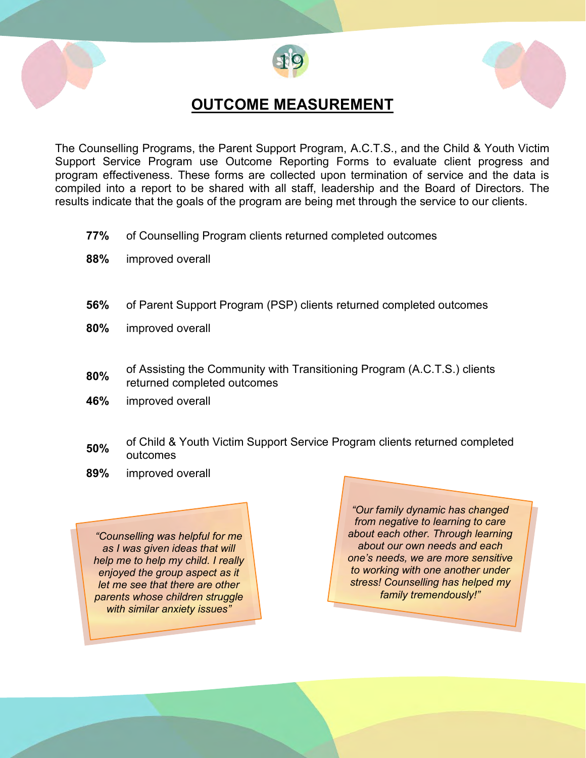# OUTCOME MEASUREMENT

The Counselling Programs, the Parent Support Program, A.C.T.S., and the Child & Youth Victim Support Service Program use Outcome Reporting Forms to evaluate client progress and program effectiveness. These forms are collected upon termination of service and the data is compiled into a report to be shared with all staff, leadership and the Board of Directors. The results indicate that the goals of the program are being met through the service to our clients.

**77%** of Counselling Program clients returned completed outcomes

**88%** improved overall

**56%** of Parent Support Program (PSP) clients returned completed outcomes

**80%** improved overall

**80%** of Assisting the Community with Transitioning Program (A.C.T.S.) clients returned completed outcomes

**46%** improved overall

**50%** of Child & Youth Victim Support Service Program clients returned completed outcomes

**89%** improved overall

*"Counselling was helpful for me as I was given ideas that will help me to help my child. I really enjoyed the group aspect as it let me see that there are other parents whose children struggle with similar anxiety issues"*

*"Our family dynamic has changed from negative to learning to care about each other. Through learning about our own needs and each one's needs, we are more sensitive to working with one another under stress! Counselling has helped my family tremendously!"*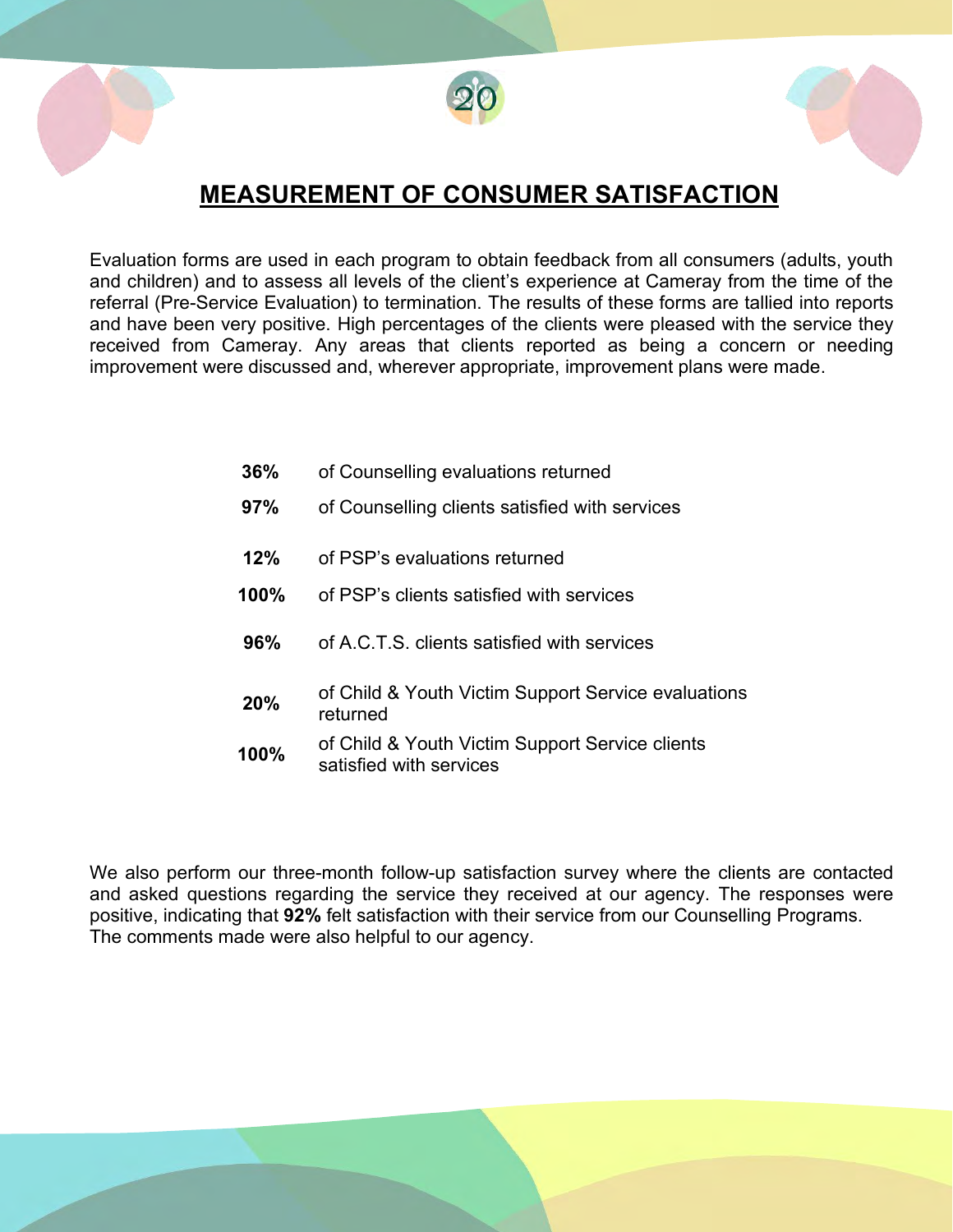# MEASUREMENT OF CONSUMER SATISFACTION

Evaluation forms are used in each program to obtain feedback from all consumers (adults, youth and children) and to assess all levels of the client's experience at Cameray from the time of the referral (Pre-Service Evaluation) to termination. The results of these forms are tallied into reports and have been very positive. High percentages of the clients were pleased with the service they received from Cameray. Any areas that clients reported as being a concern or needing improvement were discussed and, wherever appropriate, improvement plans were made.

| | |
|---|---|
| **36%** | of Counselling evaluations returned |
| **97%** | of Counselling clients satisfied with services |
| **12%** | of PSP's evaluations returned |
| **100%** | of PSP's clients satisfied with services |
| **96%** | of A.C.T.S. clients satisfied with services |
| **20%** | of Child & Youth Victim Support Service evaluations returned |
| **100%** | of Child & Youth Victim Support Service clients satisfied with services |

We also perform our three-month follow-up satisfaction survey where the clients are contacted and asked questions regarding the service they received at our agency. The responses were positive, indicating that **92%** felt satisfaction with their service from our Counselling Programs. The comments made were also helpful to our agency.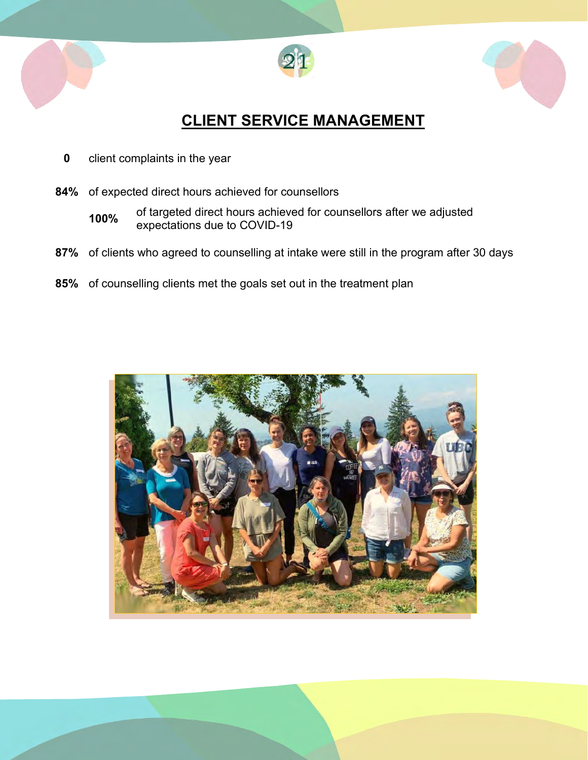# CLIENT SERVICE MANAGEMENT

**0** client complaints in the year

**84%** of expected direct hours achieved for counsellors

- **100%** of targeted direct hours achieved for counsellors after we adjusted expectations due to COVID-19

**87%** of clients who agreed to counselling at intake were still in the program after 30 days

**85%** of counselling clients met the goals set out in the treatment plan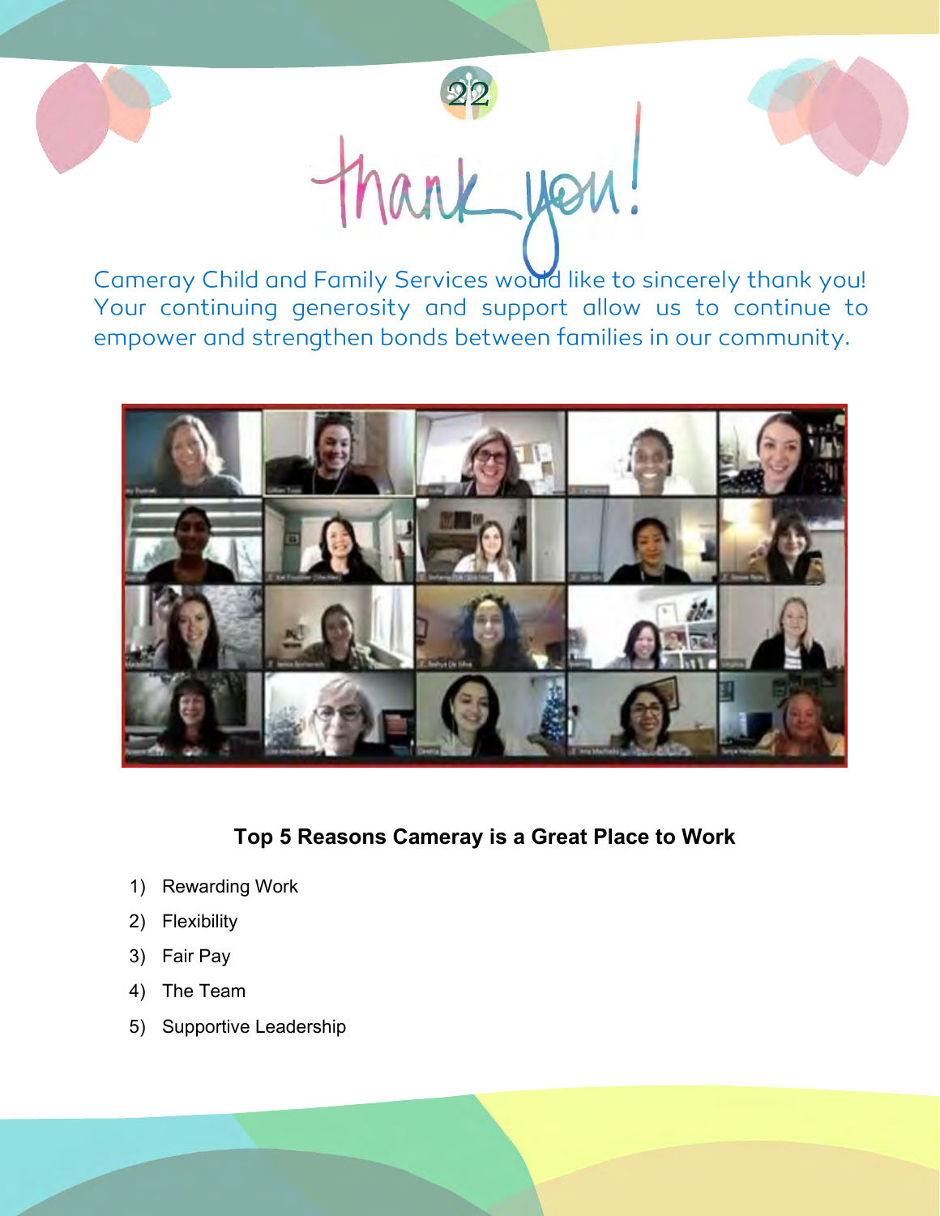# thank you!

Cameray Child and Family Services would like to sincerely thank you! Your continuing generosity and support allow us to continue to empower and strengthen bonds between families in our community.

**Top 5 Reasons Cameray is a Great Place to Work**

1) Rewarding Work
2) Flexibility
3) Fair Pay
4) The Team
5) Supportive Leadership